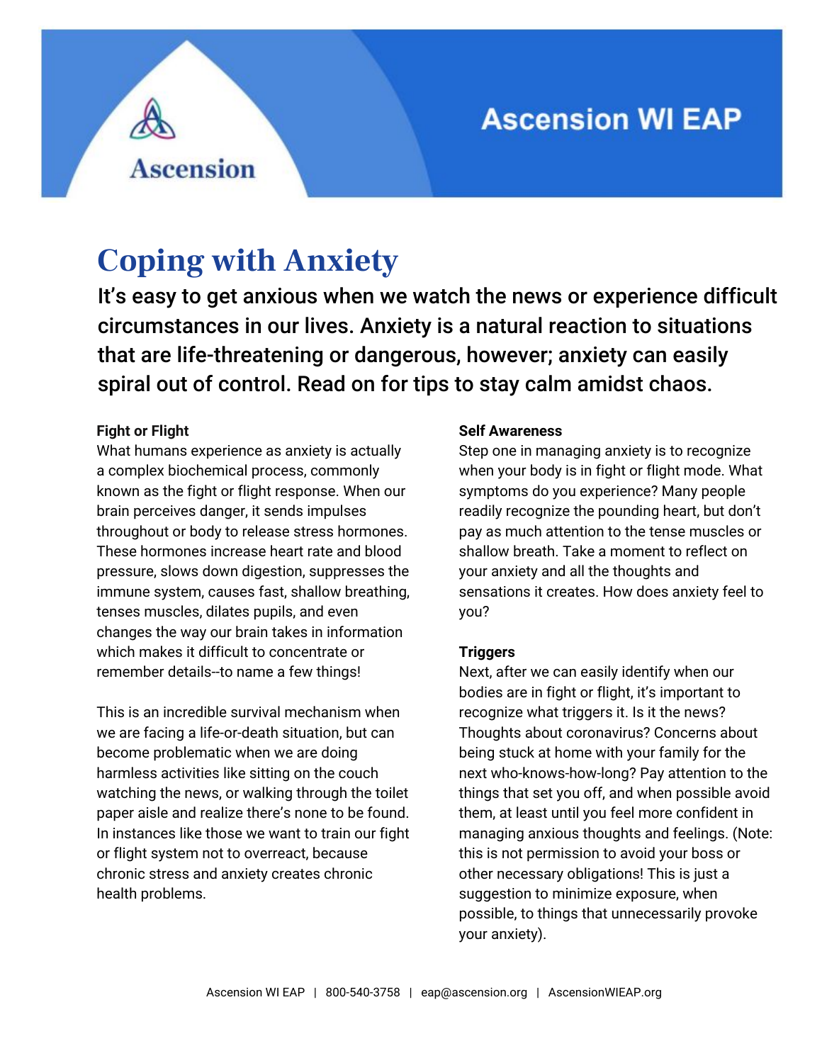Ascension

Ascension WI EAP

# Coping with Anxiety

**It's easy to get anxious when we watch the news or experience difficult circumstances in our lives. Anxiety is a natural reaction to situations that are life-threatening or dangerous, however; anxiety can easily spiral out of control. Read on for tips to stay calm amidst chaos.**

**Fight or Flight**

What humans experience as anxiety is actually a complex biochemical process, commonly known as the fight or flight response. When our brain perceives danger, it sends impulses throughout or body to release stress hormones. These hormones increase heart rate and blood pressure, slows down digestion, suppresses the immune system, causes fast, shallow breathing, tenses muscles, dilates pupils, and even changes the way our brain takes in information which makes it difficult to concentrate or remember details--to name a few things!

This is an incredible survival mechanism when we are facing a life-or-death situation, but can become problematic when we are doing harmless activities like sitting on the couch watching the news, or walking through the toilet paper aisle and realize there's none to be found. In instances like those we want to train our fight or flight system not to overreact, because chronic stress and anxiety creates chronic health problems.

**Self Awareness**

Step one in managing anxiety is to recognize when your body is in fight or flight mode. What symptoms do you experience? Many people readily recognize the pounding heart, but don't pay as much attention to the tense muscles or shallow breath. Take a moment to reflect on your anxiety and all the thoughts and sensations it creates. How does anxiety feel to you?

**Triggers**

Next, after we can easily identify when our bodies are in fight or flight, it's important to recognize what triggers it. Is it the news? Thoughts about coronavirus? Concerns about being stuck at home with your family for the next who-knows-how-long? Pay attention to the things that set you off, and when possible avoid them, at least until you feel more confident in managing anxious thoughts and feelings. (Note: this is not permission to avoid your boss or other necessary obligations! This is just a suggestion to minimize exposure, when possible, to things that unnecessarily provoke your anxiety).

Ascension WI EAP | 800-540-3758 | eap@ascension.org | AscensionWIEAP.org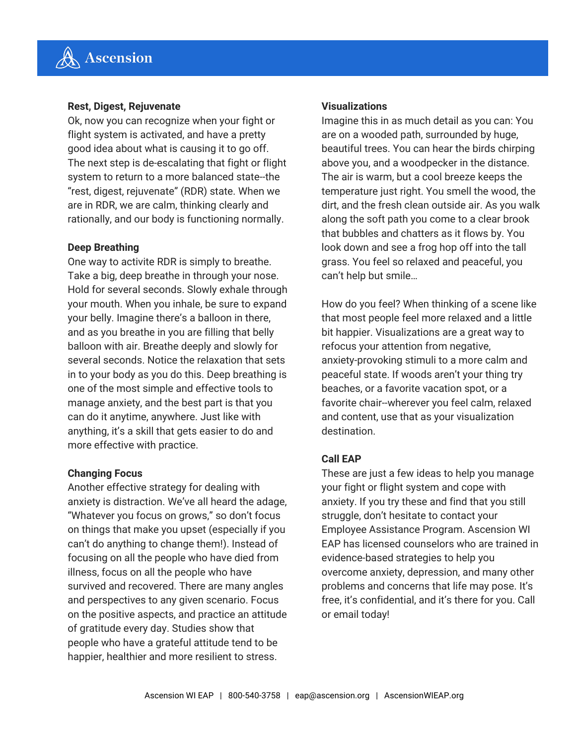### Rest, Digest, Rejuvenate

Ok, now you can recognize when your fight or flight system is activated, and have a pretty good idea about what is causing it to go off. The next step is de-escalating that fight or flight system to return to a more balanced state--the "rest, digest, rejuvenate" (RDR) state. When we are in RDR, we are calm, thinking clearly and rationally, and our body is functioning normally.

### Deep Breathing

One way to activite RDR is simply to breathe. Take a big, deep breathe in through your nose. Hold for several seconds. Slowly exhale through your mouth. When you inhale, be sure to expand your belly. Imagine there's a balloon in there, and as you breathe in you are filling that belly balloon with air. Breathe deeply and slowly for several seconds. Notice the relaxation that sets in to your body as you do this. Deep breathing is one of the most simple and effective tools to manage anxiety, and the best part is that you can do it anytime, anywhere. Just like with anything, it's a skill that gets easier to do and more effective with practice.

### Changing Focus

Another effective strategy for dealing with anxiety is distraction. We've all heard the adage, "Whatever you focus on grows," so don't focus on things that make you upset (especially if you can't do anything to change them!). Instead of focusing on all the people who have died from illness, focus on all the people who have survived and recovered. There are many angles and perspectives to any given scenario. Focus on the positive aspects, and practice an attitude of gratitude every day. Studies show that people who have a grateful attitude tend to be happier, healthier and more resilient to stress.

### Visualizations

Imagine this in as much detail as you can: You are on a wooded path, surrounded by huge, beautiful trees. You can hear the birds chirping above you, and a woodpecker in the distance. The air is warm, but a cool breeze keeps the temperature just right. You smell the wood, the dirt, and the fresh clean outside air. As you walk along the soft path you come to a clear brook that bubbles and chatters as it flows by. You look down and see a frog hop off into the tall grass. You feel so relaxed and peaceful, you can't help but smile…

How do you feel? When thinking of a scene like that most people feel more relaxed and a little bit happier. Visualizations are a great way to refocus your attention from negative, anxiety-provoking stimuli to a more calm and peaceful state. If woods aren't your thing try beaches, or a favorite vacation spot, or a favorite chair--wherever you feel calm, relaxed and content, use that as your visualization destination.

### Call EAP

These are just a few ideas to help you manage your fight or flight system and cope with anxiety. If you try these and find that you still struggle, don't hesitate to contact your Employee Assistance Program. Ascension WI EAP has licensed counselors who are trained in evidence-based strategies to help you overcome anxiety, depression, and many other problems and concerns that life may pose. It's free, it's confidential, and it's there for you. Call or email today!

Ascension WI EAP | 800-540-3758 | eap@ascension.org | AscensionWIEAP.org